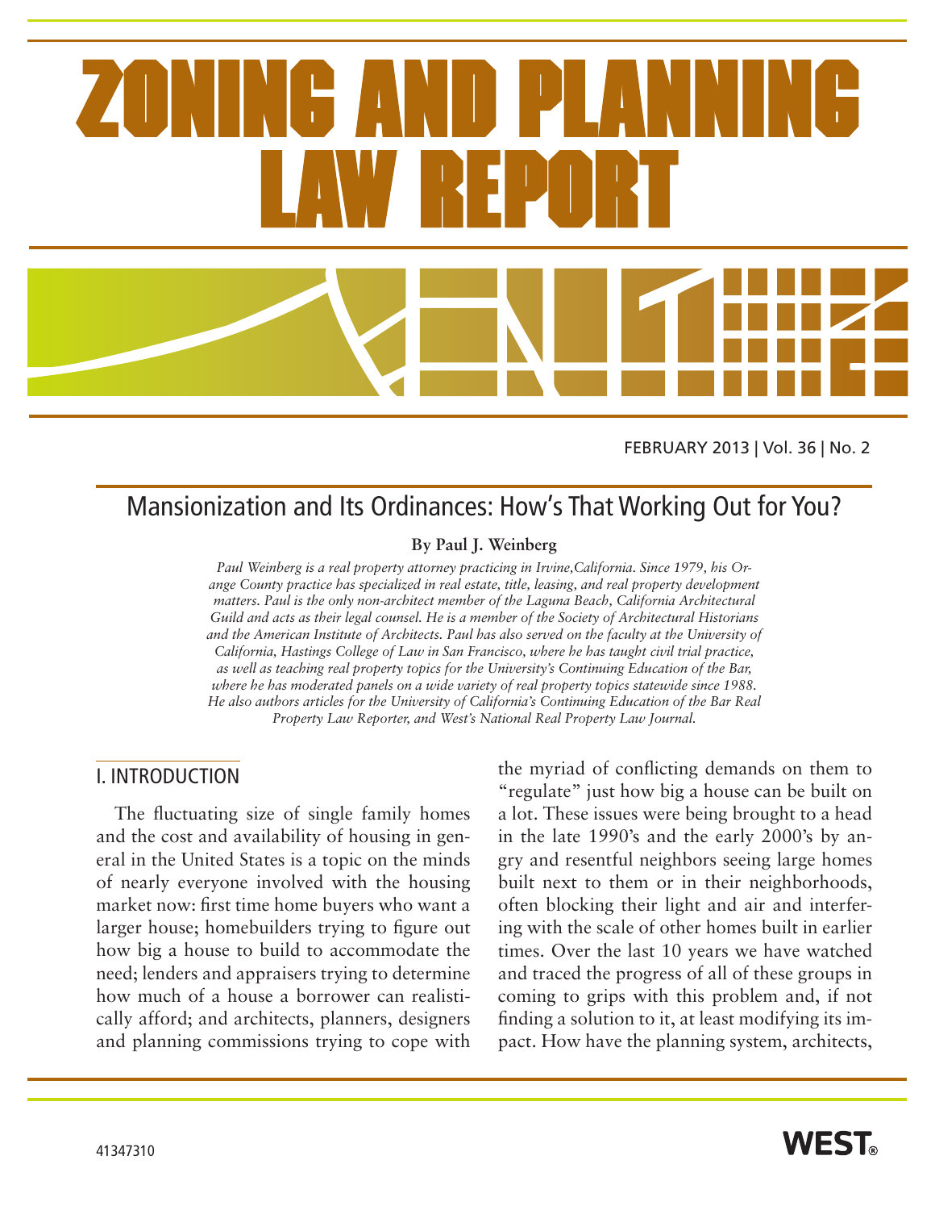# ZONING AND PLANNING LAW REPORT

FEBRUARY 2013 | Vol. 36 | No. 2

## Mansionization and Its Ordinances: How's That Working Out for You?

**By Paul J. Weinberg**

*Paul Weinberg is a real property attorney practicing in Irvine,California. Since 1979, his Orange County practice has specialized in real estate, title, leasing, and real property development matters. Paul is the only non-architect member of the Laguna Beach, California Architectural Guild and acts as their legal counsel. He is a member of the Society of Architectural Historians and the American Institute of Architects. Paul has also served on the faculty at the University of California, Hastings College of Law in San Francisco, where he has taught civil trial practice, as well as teaching real property topics for the University's Continuing Education of the Bar, where he has moderated panels on a wide variety of real property topics statewide since 1988. He also authors articles for the University of California's Continuing Education of the Bar Real Property Law Reporter, and West's National Real Property Law Journal.*

### I. INTRODUCTION

The fluctuating size of single family homes and the cost and availability of housing in general in the United States is a topic on the minds of nearly everyone involved with the housing market now: first time home buyers who want a larger house; homebuilders trying to figure out how big a house to build to accommodate the need; lenders and appraisers trying to determine how much of a house a borrower can realistically afford; and architects, planners, designers and planning commissions trying to cope with the myriad of conflicting demands on them to "regulate" just how big a house can be built on a lot. These issues were being brought to a head in the late 1990's and the early 2000's by angry and resentful neighbors seeing large homes built next to them or in their neighborhoods, often blocking their light and air and interfering with the scale of other homes built in earlier times. Over the last 10 years we have watched and traced the progress of all of these groups in coming to grips with this problem and, if not finding a solution to it, at least modifying its impact. How have the planning system, architects,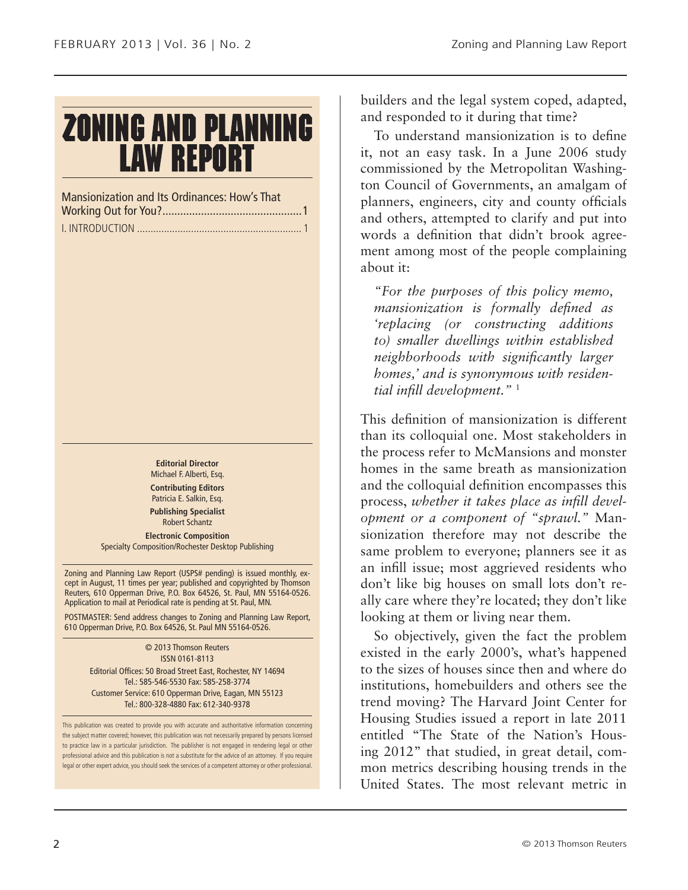# ZONING AND PLANNING LAW REPORT

Mansionization and Its Ordinances: How's That Working Out for You?..............................................1

I. INTRODUCTION ............................................................ 1

**Editorial Director**
Michael F. Alberti, Esq.

**Contributing Editors**
Patricia E. Salkin, Esq.

**Publishing Specialist**
Robert Schantz

**Electronic Composition**
Specialty Composition/Rochester Desktop Publishing

Zoning and Planning Law Report (USPS# pending) is issued monthly, except in August, 11 times per year; published and copyrighted by Thomson Reuters, 610 Opperman Drive, P.O. Box 64526, St. Paul, MN 55164-0526. Application to mail at Periodical rate is pending at St. Paul, MN.

POSTMASTER: Send address changes to Zoning and Planning Law Report, 610 Opperman Drive, P.O. Box 64526, St. Paul MN 55164-0526.

© 2013 Thomson Reuters
ISSN 0161-8113
Editorial Offices: 50 Broad Street East, Rochester, NY 14694
Tel.: 585-546-5530 Fax: 585-258-3774
Customer Service: 610 Opperman Drive, Eagan, MN 55123
Tel.: 800-328-4880 Fax: 612-340-9378

This publication was created to provide you with accurate and authoritative information concerning the subject matter covered; however, this publication was not necessarily prepared by persons licensed to practice law in a particular jurisdiction. The publisher is not engaged in rendering legal or other professional advice and this publication is not a substitute for the advice of an attorney. If you require legal or other expert advice, you should seek the services of a competent attorney or other professional.

builders and the legal system coped, adapted, and responded to it during that time?

To understand mansionization is to define it, not an easy task. In a June 2006 study commissioned by the Metropolitan Washington Council of Governments, an amalgam of planners, engineers, city and county officials and others, attempted to clarify and put into words a definition that didn't brook agreement among most of the people complaining about it:

> *"For the purposes of this policy memo, mansionization is formally defined as 'replacing (or constructing additions to) smaller dwellings within established neighborhoods with significantly larger homes,' and is synonymous with residential infill development."* [1]

This definition of mansionization is different than its colloquial one. Most stakeholders in the process refer to McMansions and monster homes in the same breath as mansionization and the colloquial definition encompasses this process, *whether it takes place as infill development or a component of "sprawl."* Mansionization therefore may not describe the same problem to everyone; planners see it as an infill issue; most aggrieved residents who don't like big houses on small lots don't really care where they're located; they don't like looking at them or living near them.

So objectively, given the fact the problem existed in the early 2000's, what's happened to the sizes of houses since then and where do institutions, homebuilders and others see the trend moving? The Harvard Joint Center for Housing Studies issued a report in late 2011 entitled "The State of the Nation's Housing 2012" that studied, in great detail, common metrics describing housing trends in the United States. The most relevant metric in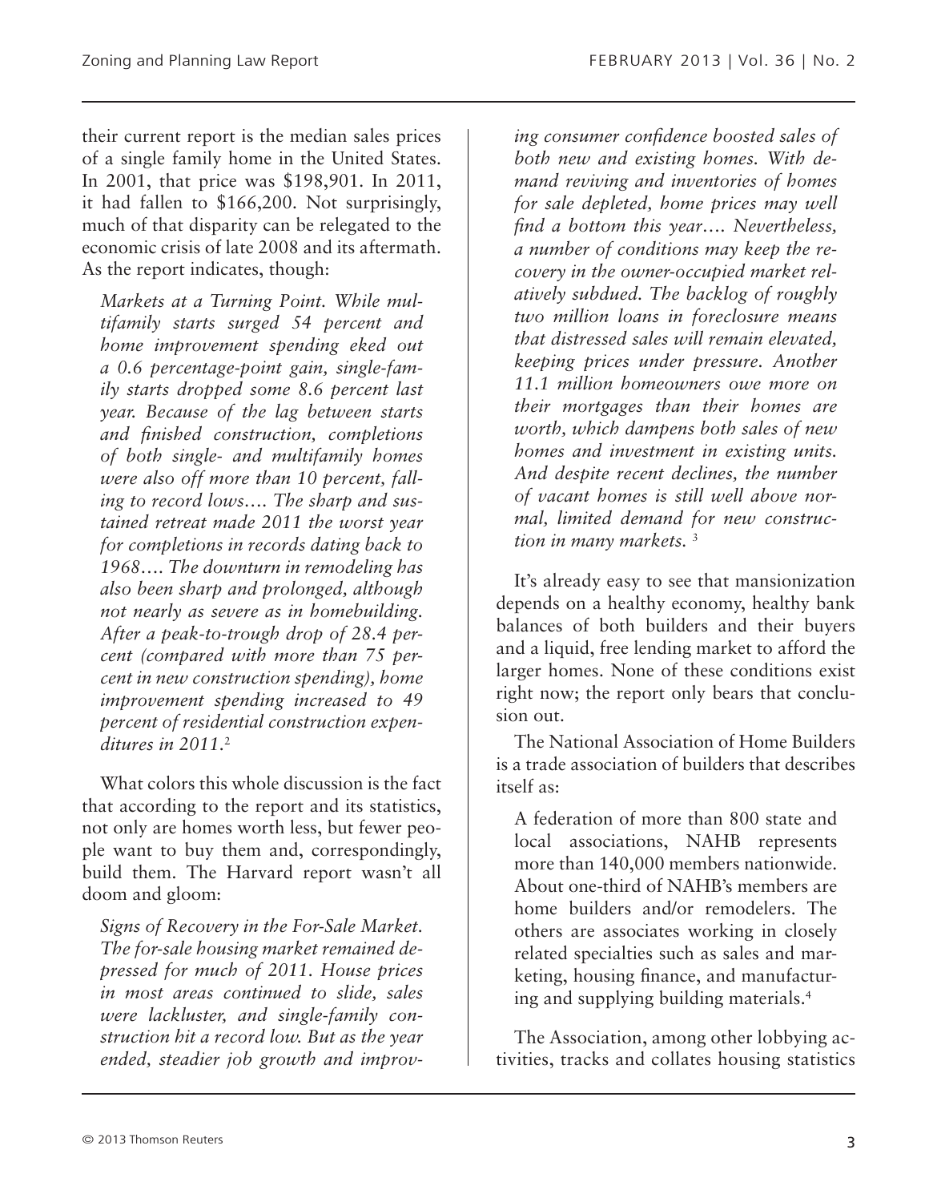their current report is the median sales prices of a single family home in the United States. In 2001, that price was $198,901. In 2011, it had fallen to $166,200. Not surprisingly, much of that disparity can be relegated to the economic crisis of late 2008 and its aftermath. As the report indicates, though:

> *Markets at a Turning Point. While multifamily starts surged 54 percent and home improvement spending eked out a 0.6 percentage-point gain, single-family starts dropped some 8.6 percent last year. Because of the lag between starts and finished construction, completions of both single- and multifamily homes were also off more than 10 percent, falling to record lows…. The sharp and sustained retreat made 2011 the worst year for completions in records dating back to 1968…. The downturn in remodeling has also been sharp and prolonged, although not nearly as severe as in homebuilding. After a peak-to-trough drop of 28.4 percent (compared with more than 75 percent in new construction spending), home improvement spending increased to 49 percent of residential construction expenditures in 2011.*[2]

What colors this whole discussion is the fact that according to the report and its statistics, not only are homes worth less, but fewer people want to buy them and, correspondingly, build them. The Harvard report wasn't all doom and gloom:

> *Signs of Recovery in the For-Sale Market. The for-sale housing market remained depressed for much of 2011. House prices in most areas continued to slide, sales were lackluster, and single-family construction hit a record low. But as the year ended, steadier job growth and improving consumer confidence boosted sales of both new and existing homes. With demand reviving and inventories of homes for sale depleted, home prices may well find a bottom this year…. Nevertheless, a number of conditions may keep the recovery in the owner-occupied market relatively subdued. The backlog of roughly two million loans in foreclosure means that distressed sales will remain elevated, keeping prices under pressure. Another 11.1 million homeowners owe more on their mortgages than their homes are worth, which dampens both sales of new homes and investment in existing units. And despite recent declines, the number of vacant homes is still well above normal, limited demand for new construction in many markets.* [3]

It's already easy to see that mansionization depends on a healthy economy, healthy bank balances of both builders and their buyers and a liquid, free lending market to afford the larger homes. None of these conditions exist right now; the report only bears that conclusion out.

The National Association of Home Builders is a trade association of builders that describes itself as:

> A federation of more than 800 state and local associations, NAHB represents more than 140,000 members nationwide. About one-third of NAHB's members are home builders and/or remodelers. The others are associates working in closely related specialties such as sales and marketing, housing finance, and manufacturing and supplying building materials.[4]

The Association, among other lobbying activities, tracks and collates housing statistics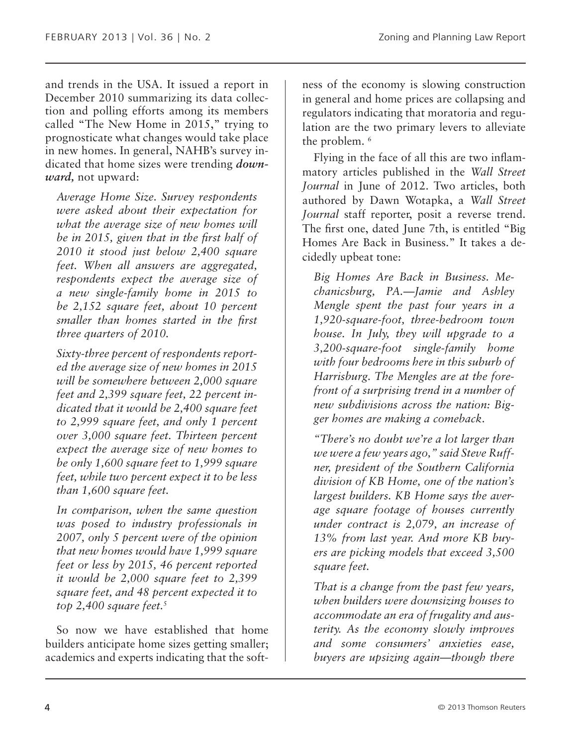and trends in the USA. It issued a report in December 2010 summarizing its data collection and polling efforts among its members called "The New Home in 2015," trying to prognosticate what changes would take place in new homes. In general, NAHB's survey indicated that home sizes were trending ***downward,*** not upward:

> *Average Home Size. Survey respondents were asked about their expectation for what the average size of new homes will be in 2015, given that in the first half of 2010 it stood just below 2,400 square feet. When all answers are aggregated, respondents expect the average size of a new single-family home in 2015 to be 2,152 square feet, about 10 percent smaller than homes started in the first three quarters of 2010.*
>
> *Sixty-three percent of respondents reported the average size of new homes in 2015 will be somewhere between 2,000 square feet and 2,399 square feet, 22 percent indicated that it would be 2,400 square feet to 2,999 square feet, and only 1 percent over 3,000 square feet. Thirteen percent expect the average size of new homes to be only 1,600 square feet to 1,999 square feet, while two percent expect it to be less than 1,600 square feet.*
>
> *In comparison, when the same question was posed to industry professionals in 2007, only 5 percent were of the opinion that new homes would have 1,999 square feet or less by 2015, 46 percent reported it would be 2,000 square feet to 2,399 square feet, and 48 percent expected it to top 2,400 square feet.*[5]

So now we have established that home builders anticipate home sizes getting smaller; academics and experts indicating that the softness of the economy is slowing construction in general and home prices are collapsing and regulators indicating that moratoria and regulation are the two primary levers to alleviate the problem. [6]

Flying in the face of all this are two inflammatory articles published in the *Wall Street Journal* in June of 2012. Two articles, both authored by Dawn Wotapka, a *Wall Street Journal* staff reporter, posit a reverse trend. The first one, dated June 7th, is entitled "Big Homes Are Back in Business." It takes a decidedly upbeat tone:

> *Big Homes Are Back in Business. Mechanicsburg, PA.—Jamie and Ashley Mengle spent the past four years in a 1,920-square-foot, three-bedroom town house. In July, they will upgrade to a 3,200-square-foot single-family home with four bedrooms here in this suburb of Harrisburg. The Mengles are at the forefront of a surprising trend in a number of new subdivisions across the nation: Bigger homes are making a comeback.*
>
> *"There's no doubt we're a lot larger than we were a few years ago," said Steve Ruffner, president of the Southern California division of KB Home, one of the nation's largest builders. KB Home says the average square footage of houses currently under contract is 2,079, an increase of 13% from last year. And more KB buyers are picking models that exceed 3,500 square feet.*
>
> *That is a change from the past few years, when builders were downsizing houses to accommodate an era of frugality and austerity. As the economy slowly improves and some consumers' anxieties ease, buyers are upsizing again—though there*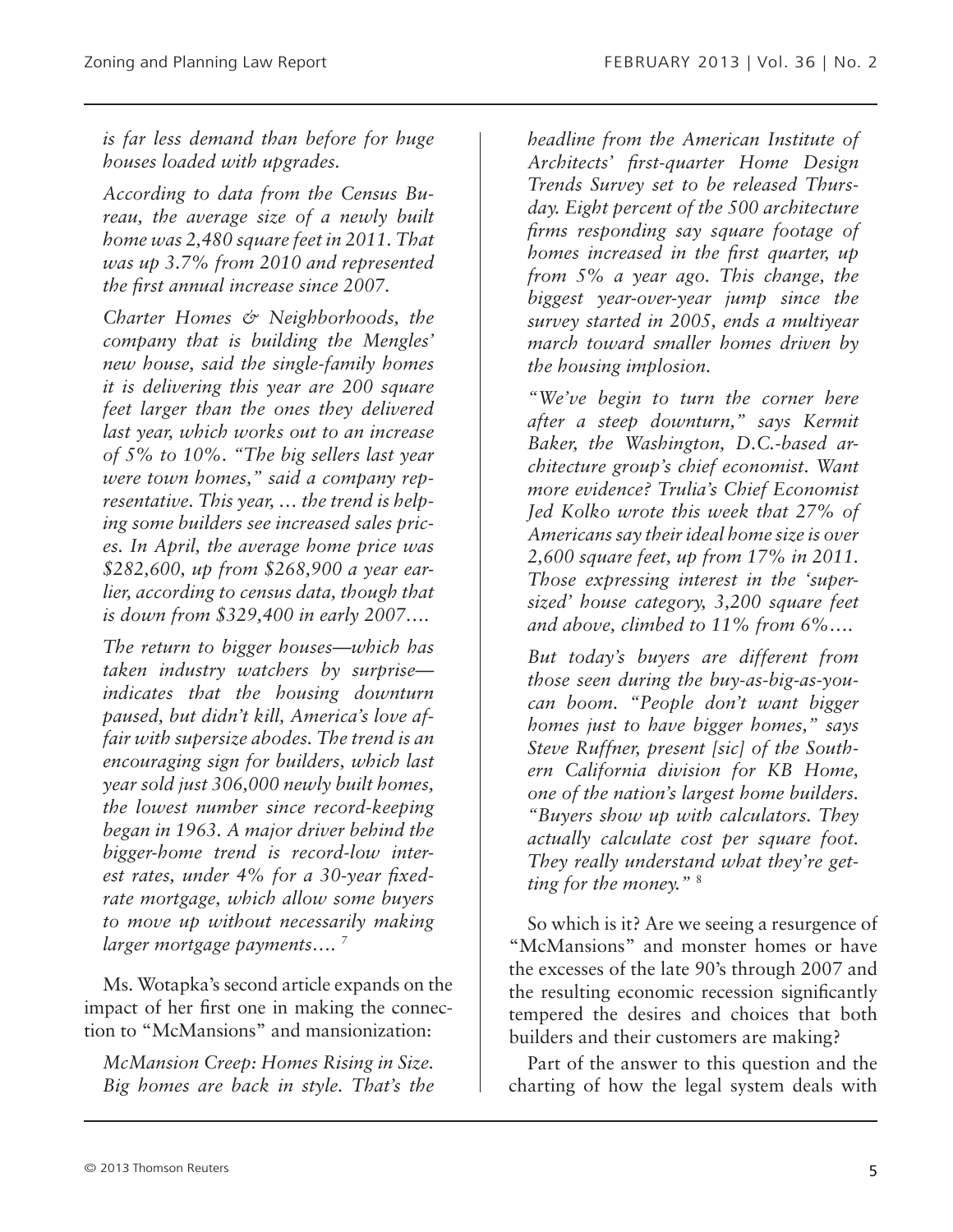*is far less demand than before for huge houses loaded with upgrades.*

*According to data from the Census Bureau, the average size of a newly built home was 2,480 square feet in 2011. That was up 3.7% from 2010 and represented the first annual increase since 2007.*

*Charter Homes & Neighborhoods, the company that is building the Mengles' new house, said the single-family homes it is delivering this year are 200 square feet larger than the ones they delivered last year, which works out to an increase of 5% to 10%. "The big sellers last year were town homes," said a company representative. This year, ... the trend is helping some builders see increased sales prices. In April, the average home price was $282,600, up from $268,900 a year earlier, according to census data, though that is down from $329,400 in early 2007....*

*The return to bigger houses—which has taken industry watchers by surprise—indicates that the housing downturn paused, but didn't kill, America's love affair with supersize abodes. The trend is an encouraging sign for builders, which last year sold just 306,000 newly built homes, the lowest number since record-keeping began in 1963. A major driver behind the bigger-home trend is record-low interest rates, under 4% for a 30-year fixed-rate mortgage, which allow some buyers to move up without necessarily making larger mortgage payments....* [7]

Ms. Wotapka's second article expands on the impact of her first one in making the connection to "McMansions" and mansionization:

*McMansion Creep: Homes Rising in Size. Big homes are back in style. That's the headline from the American Institute of Architects' first-quarter Home Design Trends Survey set to be released Thursday. Eight percent of the 500 architecture firms responding say square footage of homes increased in the first quarter, up from 5% a year ago. This change, the biggest year-over-year jump since the survey started in 2005, ends a multiyear march toward smaller homes driven by the housing implosion.*

*"We've begin to turn the corner here after a steep downturn," says Kermit Baker, the Washington, D.C.-based architecture group's chief economist. Want more evidence? Trulia's Chief Economist Jed Kolko wrote this week that 27% of Americans say their ideal home size is over 2,600 square feet, up from 17% in 2011. Those expressing interest in the 'supersized' house category, 3,200 square feet and above, climbed to 11% from 6%....*

*But today's buyers are different from those seen during the buy-as-big-as-you-can boom. "People don't want bigger homes just to have bigger homes," says Steve Ruffner, present [sic] of the Southern California division for KB Home, one of the nation's largest home builders. "Buyers show up with calculators. They actually calculate cost per square foot. They really understand what they're getting for the money."* [8]

So which is it? Are we seeing a resurgence of "McMansions" and monster homes or have the excesses of the late 90's through 2007 and the resulting economic recession significantly tempered the desires and choices that both builders and their customers are making?

Part of the answer to this question and the charting of how the legal system deals with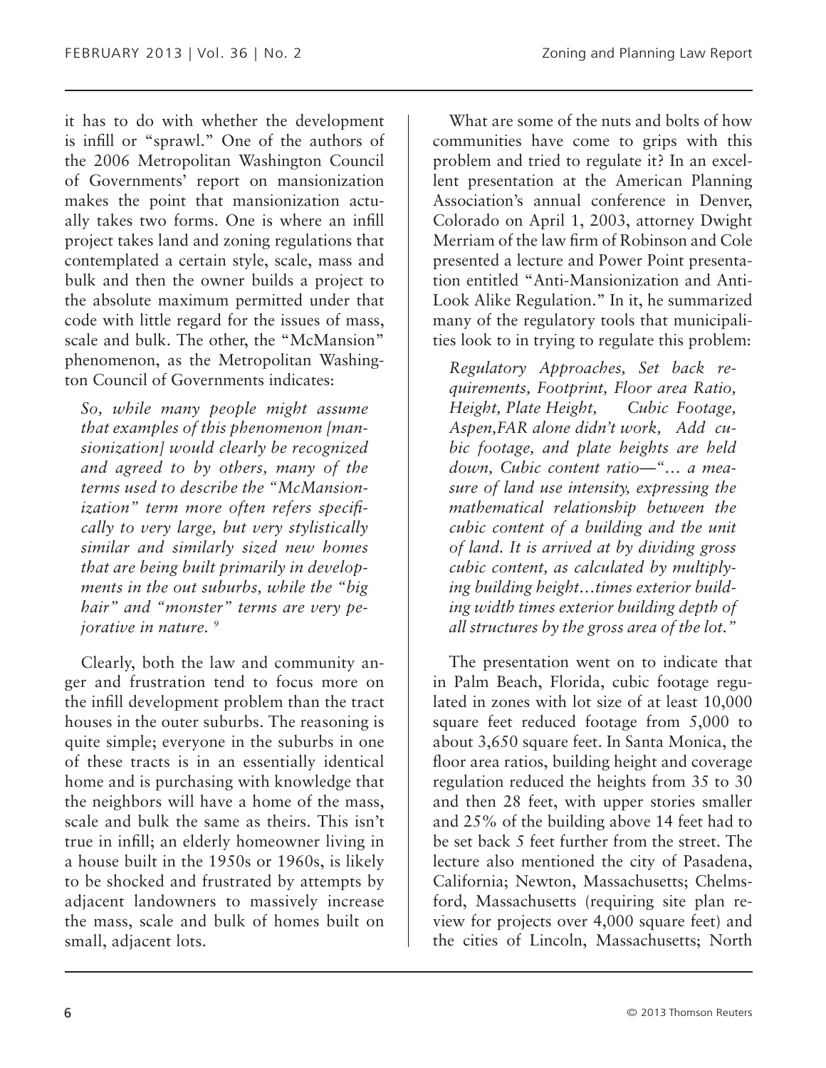it has to do with whether the development is infill or "sprawl." One of the authors of the 2006 Metropolitan Washington Council of Governments' report on mansionization makes the point that mansionization actually takes two forms. One is where an infill project takes land and zoning regulations that contemplated a certain style, scale, mass and bulk and then the owner builds a project to the absolute maximum permitted under that code with little regard for the issues of mass, scale and bulk. The other, the "McMansion" phenomenon, as the Metropolitan Washington Council of Governments indicates:

> *So, while many people might assume that examples of this phenomenon [mansionization] would clearly be recognized and agreed to by others, many of the terms used to describe the "McMansionization" term more often refers specifically to very large, but very stylistically similar and similarly sized new homes that are being built primarily in developments in the out suburbs, while the "big hair" and "monster" terms are very pejorative in nature.* [9]

Clearly, both the law and community anger and frustration tend to focus more on the infill development problem than the tract houses in the outer suburbs. The reasoning is quite simple; everyone in the suburbs in one of these tracts is in an essentially identical home and is purchasing with knowledge that the neighbors will have a home of the mass, scale and bulk the same as theirs. This isn't true in infill; an elderly homeowner living in a house built in the 1950s or 1960s, is likely to be shocked and frustrated by attempts by adjacent landowners to massively increase the mass, scale and bulk of homes built on small, adjacent lots.

What are some of the nuts and bolts of how communities have come to grips with this problem and tried to regulate it? In an excellent presentation at the American Planning Association's annual conference in Denver, Colorado on April 1, 2003, attorney Dwight Merriam of the law firm of Robinson and Cole presented a lecture and Power Point presentation entitled "Anti-Mansionization and Anti-Look Alike Regulation." In it, he summarized many of the regulatory tools that municipalities look to in trying to regulate this problem:

> *Regulatory Approaches, Set back requirements, Footprint, Floor area Ratio, Height, Plate Height, Cubic Footage, Aspen,FAR alone didn't work, Add cubic footage, and plate heights are held down, Cubic content ratio—"… a measure of land use intensity, expressing the mathematical relationship between the cubic content of a building and the unit of land. It is arrived at by dividing gross cubic content, as calculated by multiplying building height…times exterior building width times exterior building depth of all structures by the gross area of the lot."*

The presentation went on to indicate that in Palm Beach, Florida, cubic footage regulated in zones with lot size of at least 10,000 square feet reduced footage from 5,000 to about 3,650 square feet. In Santa Monica, the floor area ratios, building height and coverage regulation reduced the heights from 35 to 30 and then 28 feet, with upper stories smaller and 25% of the building above 14 feet had to be set back 5 feet further from the street. The lecture also mentioned the city of Pasadena, California; Newton, Massachusetts; Chelmsford, Massachusetts (requiring site plan review for projects over 4,000 square feet) and the cities of Lincoln, Massachusetts; North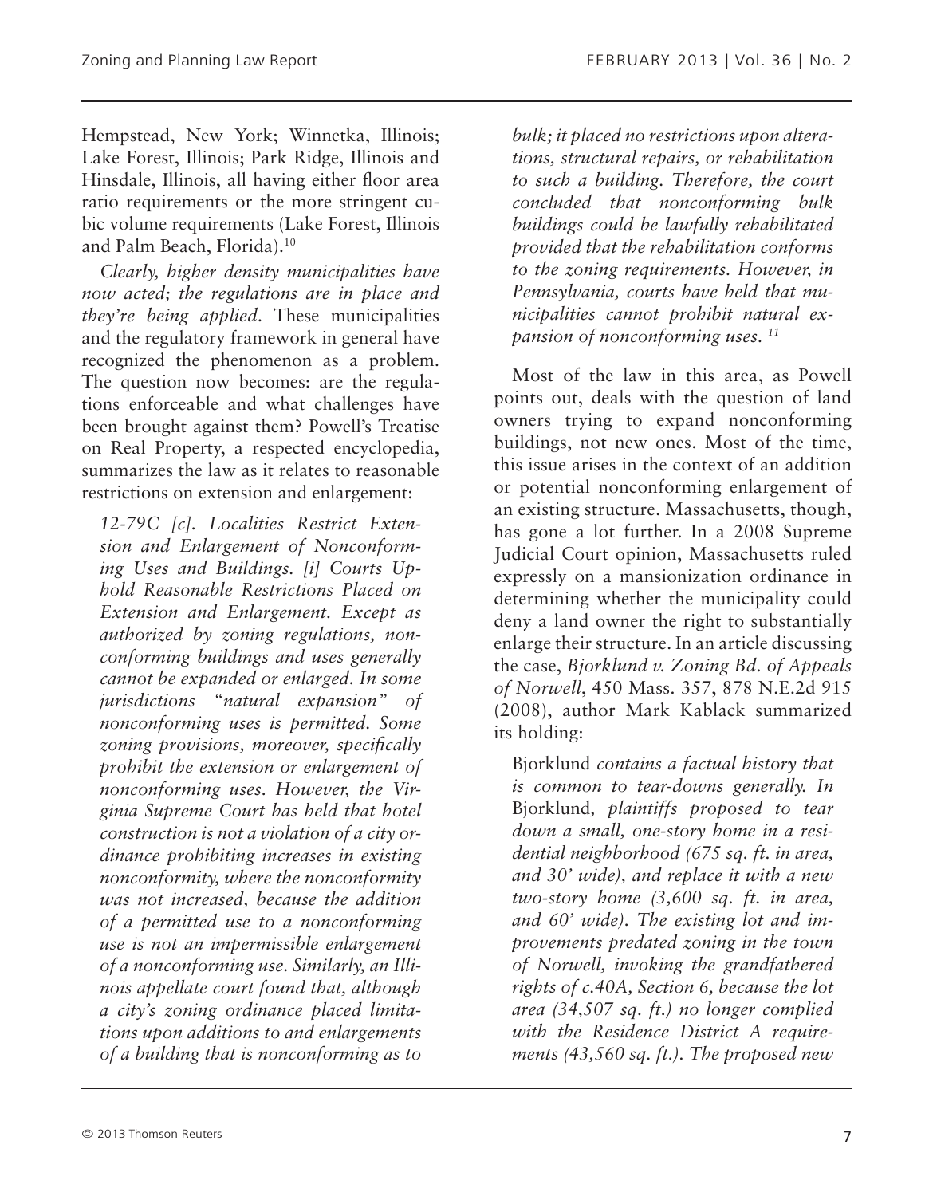Hempstead, New York; Winnetka, Illinois; Lake Forest, Illinois; Park Ridge, Illinois and Hinsdale, Illinois, all having either floor area ratio requirements or the more stringent cubic volume requirements (Lake Forest, Illinois and Palm Beach, Florida).[10]

*Clearly, higher density municipalities have now acted; the regulations are in place and they're being applied.* These municipalities and the regulatory framework in general have recognized the phenomenon as a problem. The question now becomes: are the regulations enforceable and what challenges have been brought against them? Powell's Treatise on Real Property, a respected encyclopedia, summarizes the law as it relates to reasonable restrictions on extension and enlargement:

> *12-79C [c]. Localities Restrict Extension and Enlargement of Nonconforming Uses and Buildings. [i] Courts Uphold Reasonable Restrictions Placed on Extension and Enlargement. Except as authorized by zoning regulations, nonconforming buildings and uses generally cannot be expanded or enlarged. In some jurisdictions "natural expansion" of nonconforming uses is permitted. Some zoning provisions, moreover, specifically prohibit the extension or enlargement of nonconforming uses. However, the Virginia Supreme Court has held that hotel construction is not a violation of a city ordinance prohibiting increases in existing nonconformity, where the nonconformity was not increased, because the addition of a permitted use to a nonconforming use is not an impermissible enlargement of a nonconforming use. Similarly, an Illinois appellate court found that, although a city's zoning ordinance placed limitations upon additions to and enlargements of a building that is nonconforming as to bulk; it placed no restrictions upon alterations, structural repairs, or rehabilitation to such a building. Therefore, the court concluded that nonconforming bulk buildings could be lawfully rehabilitated provided that the rehabilitation conforms to the zoning requirements. However, in Pennsylvania, courts have held that municipalities cannot prohibit natural expansion of nonconforming uses.* [11]

Most of the law in this area, as Powell points out, deals with the question of land owners trying to expand nonconforming buildings, not new ones. Most of the time, this issue arises in the context of an addition or potential nonconforming enlargement of an existing structure. Massachusetts, though, has gone a lot further. In a 2008 Supreme Judicial Court opinion, Massachusetts ruled expressly on a mansionization ordinance in determining whether the municipality could deny a land owner the right to substantially enlarge their structure. In an article discussing the case, *Bjorklund v. Zoning Bd. of Appeals of Norwell*, 450 Mass. 357, 878 N.E.2d 915 (2008), author Mark Kablack summarized its holding:

> Bjorklund *contains a factual history that is common to tear-downs generally. In* Bjorklund*, plaintiffs proposed to tear down a small, one-story home in a residential neighborhood (675 sq. ft. in area, and 30' wide), and replace it with a new two-story home (3,600 sq. ft. in area, and 60' wide). The existing lot and improvements predated zoning in the town of Norwell, invoking the grandfathered rights of c.40A, Section 6, because the lot area (34,507 sq. ft.) no longer complied with the Residence District A requirements (43,560 sq. ft.). The proposed new*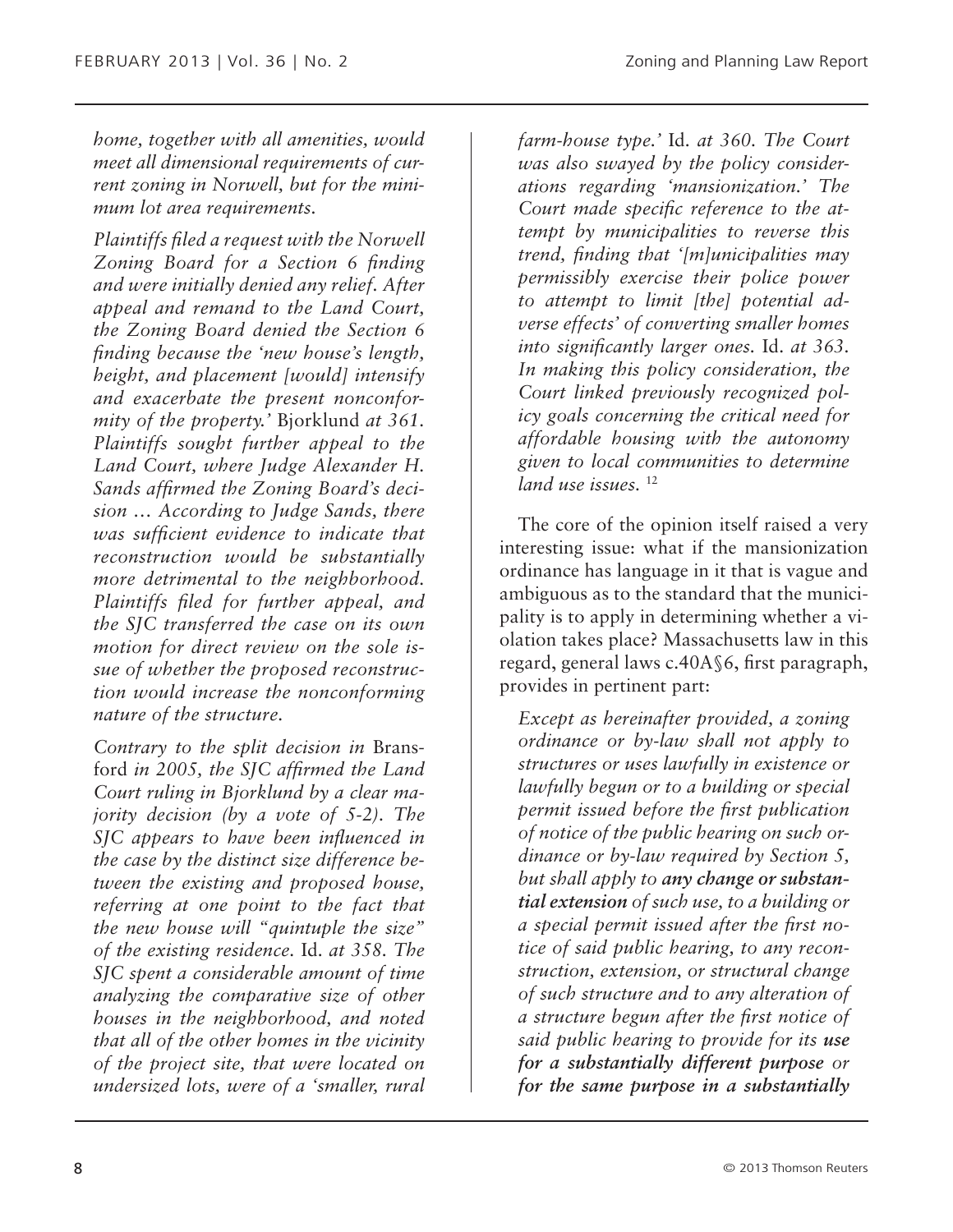*home, together with all amenities, would meet all dimensional requirements of current zoning in Norwell, but for the minimum lot area requirements.*

*Plaintiffs filed a request with the Norwell Zoning Board for a Section 6 finding and were initially denied any relief. After appeal and remand to the Land Court, the Zoning Board denied the Section 6 finding because the 'new house's length, height, and placement [would] intensify and exacerbate the present nonconformity of the property.'* Bjorklund *at 361. Plaintiffs sought further appeal to the Land Court, where Judge Alexander H. Sands affirmed the Zoning Board's decision … According to Judge Sands, there was sufficient evidence to indicate that reconstruction would be substantially more detrimental to the neighborhood. Plaintiffs filed for further appeal, and the SJC transferred the case on its own motion for direct review on the sole issue of whether the proposed reconstruction would increase the nonconforming nature of the structure.*

*Contrary to the split decision in* Bransford *in 2005, the SJC affirmed the Land Court ruling in Bjorklund by a clear majority decision (by a vote of 5-2). The SJC appears to have been influenced in the case by the distinct size difference between the existing and proposed house, referring at one point to the fact that the new house will "quintuple the size" of the existing residence.* Id. *at 358. The SJC spent a considerable amount of time analyzing the comparative size of other houses in the neighborhood, and noted that all of the other homes in the vicinity of the project site, that were located on undersized lots, were of a 'smaller, rural farm-house type.'* Id. *at 360. The Court was also swayed by the policy considerations regarding 'mansionization.' The Court made specific reference to the attempt by municipalities to reverse this trend, finding that '[m]unicipalities may permissibly exercise their police power to attempt to limit [the] potential adverse effects' of converting smaller homes into significantly larger ones.* Id. *at 363. In making this policy consideration, the Court linked previously recognized policy goals concerning the critical need for affordable housing with the autonomy given to local communities to determine land use issues.* [12]

The core of the opinion itself raised a very interesting issue: what if the mansionization ordinance has language in it that is vague and ambiguous as to the standard that the municipality is to apply in determining whether a violation takes place? Massachusetts law in this regard, general laws c.40A§6, first paragraph, provides in pertinent part:

> *Except as hereinafter provided, a zoning ordinance or by-law shall not apply to structures or uses lawfully in existence or lawfully begun or to a building or special permit issued before the first publication of notice of the public hearing on such ordinance or by-law required by Section 5, but shall apply to* ***any change or substantial extension*** *of such use, to a building or a special permit issued after the first notice of said public hearing, to any reconstruction, extension, or structural change of such structure and to any alteration of a structure begun after the first notice of said public hearing to provide for its* ***use for a substantially different purpose*** *or* ***for the same purpose in a substantially***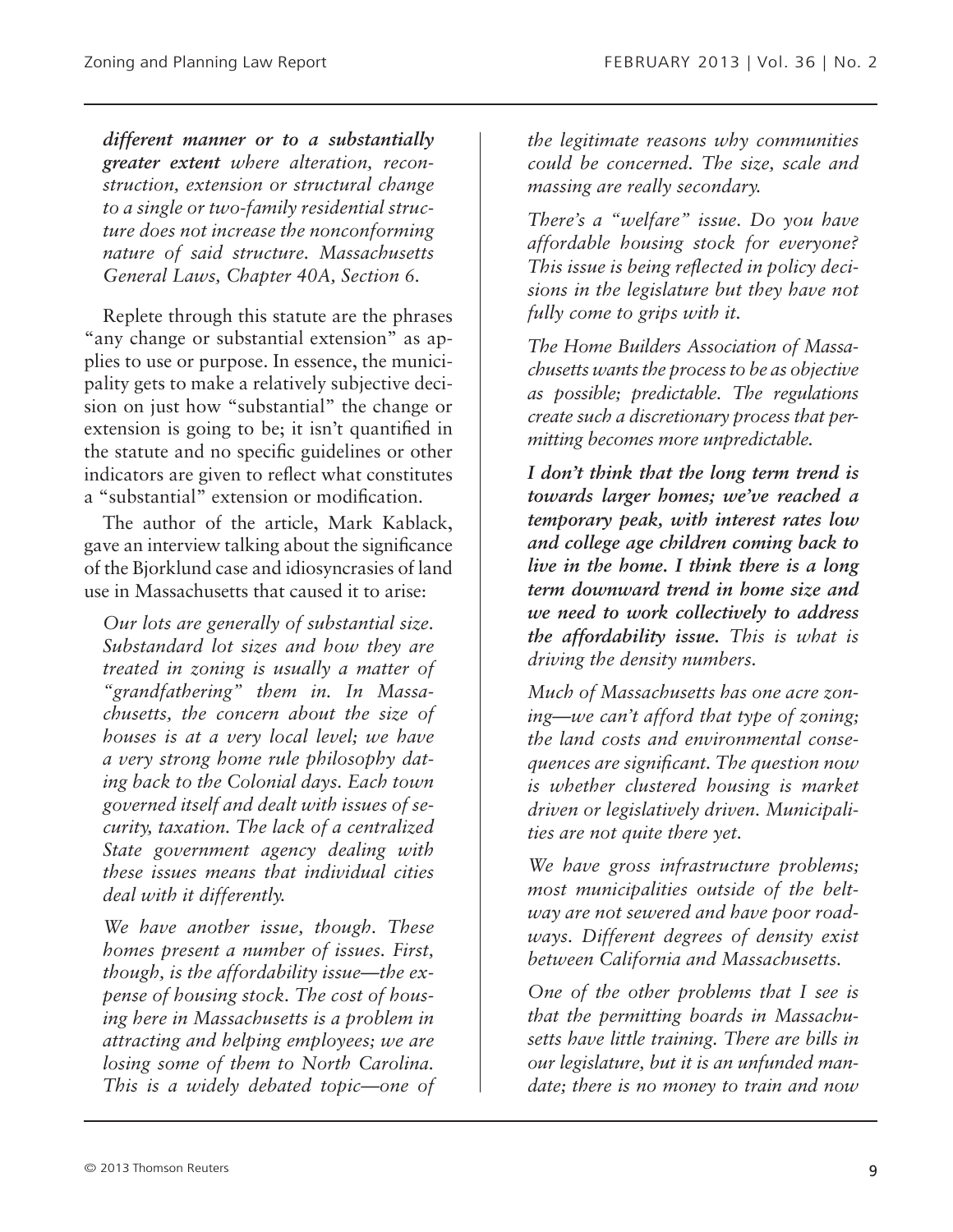> ***different manner or to a substantially greater extent*** *where alteration, reconstruction, extension or structural change to a single or two-family residential structure does not increase the nonconforming nature of said structure. Massachusetts General Laws, Chapter 40A, Section 6.*

Replete through this statute are the phrases "any change or substantial extension" as applies to use or purpose. In essence, the municipality gets to make a relatively subjective decision on just how "substantial" the change or extension is going to be; it isn't quantified in the statute and no specific guidelines or other indicators are given to reflect what constitutes a "substantial" extension or modification.

The author of the article, Mark Kablack, gave an interview talking about the significance of the Bjorklund case and idiosyncrasies of land use in Massachusetts that caused it to arise:

> *Our lots are generally of substantial size. Substandard lot sizes and how they are treated in zoning is usually a matter of "grandfathering" them in. In Massachusetts, the concern about the size of houses is at a very local level; we have a very strong home rule philosophy dating back to the Colonial days. Each town governed itself and dealt with issues of security, taxation. The lack of a centralized State government agency dealing with these issues means that individual cities deal with it differently.*
>
> *We have another issue, though. These homes present a number of issues. First, though, is the affordability issue—the expense of housing stock. The cost of housing here in Massachusetts is a problem in attracting and helping employees; we are losing some of them to North Carolina. This is a widely debated topic—one of the legitimate reasons why communities could be concerned. The size, scale and massing are really secondary.*
>
> *There's a "welfare" issue. Do you have affordable housing stock for everyone? This issue is being reflected in policy decisions in the legislature but they have not fully come to grips with it.*
>
> *The Home Builders Association of Massachusetts wants the process to be as objective as possible; predictable. The regulations create such a discretionary process that permitting becomes more unpredictable.*
>
> ***I don't think that the long term trend is towards larger homes; we've reached a temporary peak, with interest rates low and college age children coming back to live in the home. I think there is a long term downward trend in home size and we need to work collectively to address the affordability issue.*** *This is what is driving the density numbers.*
>
> *Much of Massachusetts has one acre zoning—we can't afford that type of zoning; the land costs and environmental consequences are significant. The question now is whether clustered housing is market driven or legislatively driven. Municipalities are not quite there yet.*
>
> *We have gross infrastructure problems; most municipalities outside of the beltway are not sewered and have poor roadways. Different degrees of density exist between California and Massachusetts.*
>
> *One of the other problems that I see is that the permitting boards in Massachusetts have little training. There are bills in our legislature, but it is an unfunded mandate; there is no money to train and now*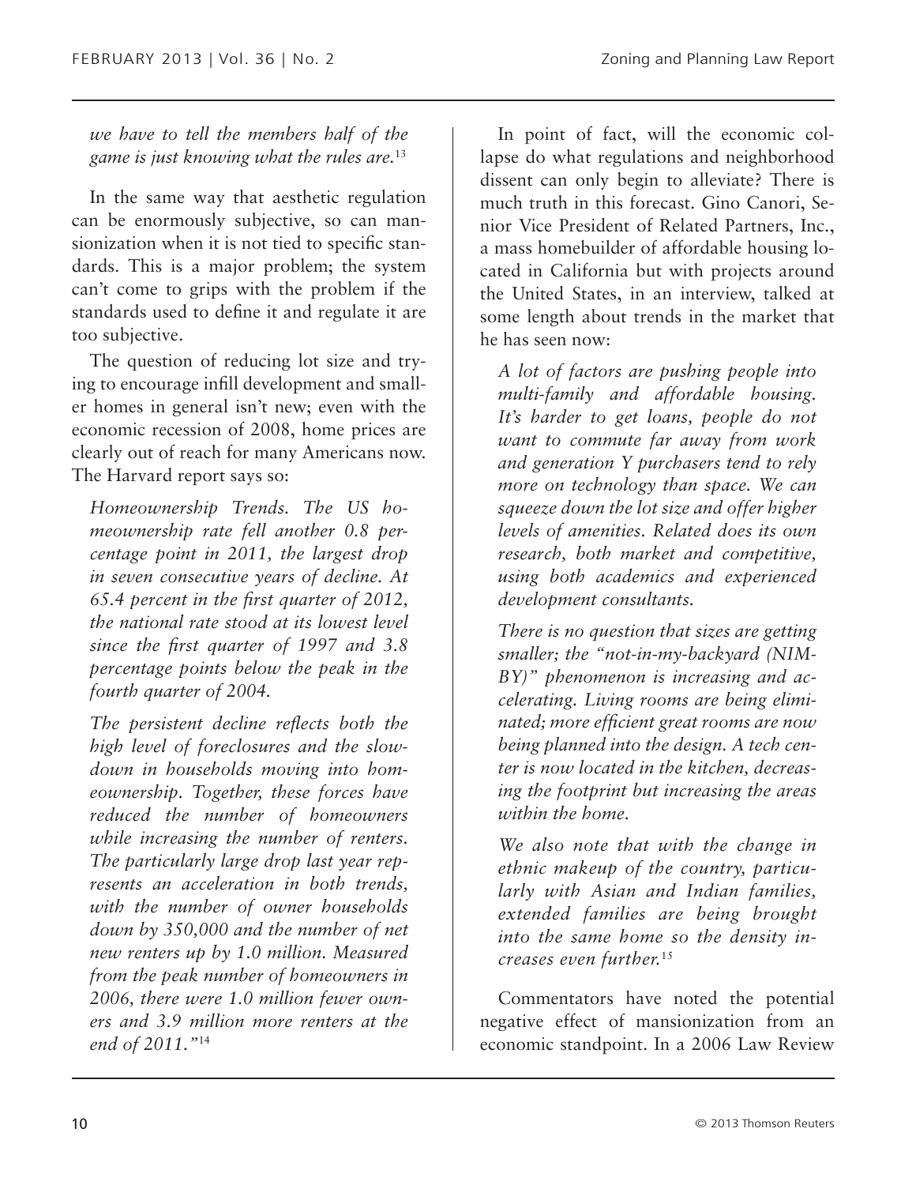*we have to tell the members half of the game is just knowing what the rules are.*[13]

In the same way that aesthetic regulation can be enormously subjective, so can mansionization when it is not tied to specific standards. This is a major problem; the system can't come to grips with the problem if the standards used to define it and regulate it are too subjective.

The question of reducing lot size and trying to encourage infill development and smaller homes in general isn't new; even with the economic recession of 2008, home prices are clearly out of reach for many Americans now. The Harvard report says so:

> *Homeownership Trends. The US homeownership rate fell another 0.8 percentage point in 2011, the largest drop in seven consecutive years of decline. At 65.4 percent in the first quarter of 2012, the national rate stood at its lowest level since the first quarter of 1997 and 3.8 percentage points below the peak in the fourth quarter of 2004.*
>
> *The persistent decline reflects both the high level of foreclosures and the slowdown in households moving into homeownership. Together, these forces have reduced the number of homeowners while increasing the number of renters. The particularly large drop last year represents an acceleration in both trends, with the number of owner households down by 350,000 and the number of net new renters up by 1.0 million. Measured from the peak number of homeowners in 2006, there were 1.0 million fewer owners and 3.9 million more renters at the end of 2011."*[14]

In point of fact, will the economic collapse do what regulations and neighborhood dissent can only begin to alleviate? There is much truth in this forecast. Gino Canori, Senior Vice President of Related Partners, Inc., a mass homebuilder of affordable housing located in California but with projects around the United States, in an interview, talked at some length about trends in the market that he has seen now:

> *A lot of factors are pushing people into multi-family and affordable housing. It's harder to get loans, people do not want to commute far away from work and generation Y purchasers tend to rely more on technology than space. We can squeeze down the lot size and offer higher levels of amenities. Related does its own research, both market and competitive, using both academics and experienced development consultants.*
>
> *There is no question that sizes are getting smaller; the "not-in-my-backyard (NIMBY)" phenomenon is increasing and accelerating. Living rooms are being eliminated; more efficient great rooms are now being planned into the design. A tech center is now located in the kitchen, decreasing the footprint but increasing the areas within the home.*
>
> *We also note that with the change in ethnic makeup of the country, particularly with Asian and Indian families, extended families are being brought into the same home so the density increases even further.*[15]

Commentators have noted the potential negative effect of mansionization from an economic standpoint. In a 2006 Law Review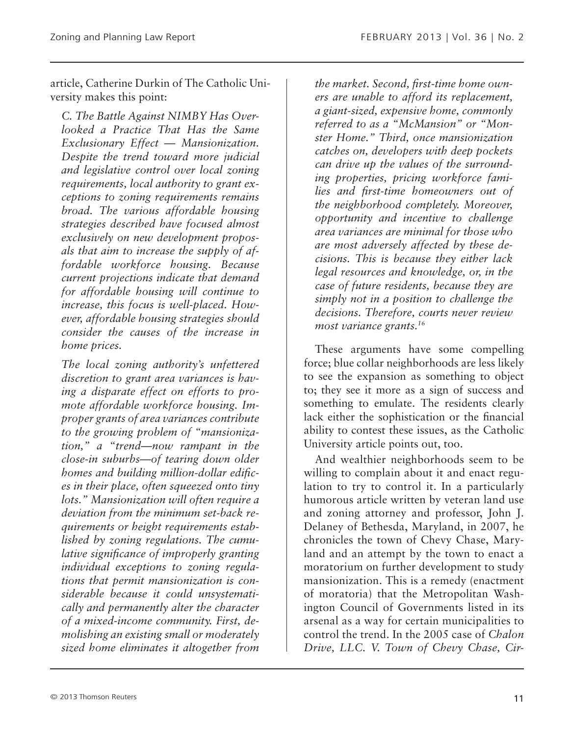article, Catherine Durkin of The Catholic University makes this point:

> *C. The Battle Against NIMBY Has Overlooked a Practice That Has the Same Exclusionary Effect — Mansionization. Despite the trend toward more judicial and legislative control over local zoning requirements, local authority to grant exceptions to zoning requirements remains broad. The various affordable housing strategies described have focused almost exclusively on new development proposals that aim to increase the supply of affordable workforce housing. Because current projections indicate that demand for affordable housing will continue to increase, this focus is well-placed. However, affordable housing strategies should consider the causes of the increase in home prices.*
>
> *The local zoning authority's unfettered discretion to grant area variances is having a disparate effect on efforts to promote affordable workforce housing. Improper grants of area variances contribute to the growing problem of "mansionization," a "trend—now rampant in the close-in suburbs—of tearing down older homes and building million-dollar edifices in their place, often squeezed onto tiny lots." Mansionization will often require a deviation from the minimum set-back requirements or height requirements established by zoning regulations. The cumulative significance of improperly granting individual exceptions to zoning regulations that permit mansionization is considerable because it could unsystematically and permanently alter the character of a mixed-income community. First, demolishing an existing small or moderately sized home eliminates it altogether from the market. Second, first-time home owners are unable to afford its replacement, a giant-sized, expensive home, commonly referred to as a "McMansion" or "Monster Home." Third, once mansionization catches on, developers with deep pockets can drive up the values of the surrounding properties, pricing workforce families and first-time homeowners out of the neighborhood completely. Moreover, opportunity and incentive to challenge area variances are minimal for those who are most adversely affected by these decisions. This is because they either lack legal resources and knowledge, or, in the case of future residents, because they are simply not in a position to challenge the decisions. Therefore, courts never review most variance grants.*[16]

These arguments have some compelling force; blue collar neighborhoods are less likely to see the expansion as something to object to; they see it more as a sign of success and something to emulate. The residents clearly lack either the sophistication or the financial ability to contest these issues, as the Catholic University article points out, too.

And wealthier neighborhoods seem to be willing to complain about it and enact regulation to try to control it. In a particularly humorous article written by veteran land use and zoning attorney and professor, John J. Delaney of Bethesda, Maryland, in 2007, he chronicles the town of Chevy Chase, Maryland and an attempt by the town to enact a moratorium on further development to study mansionization. This is a remedy (enactment of moratoria) that the Metropolitan Washington Council of Governments listed in its arsenal as a way for certain municipalities to control the trend. In the 2005 case of *Chalon Drive, LLC. V. Town of Chevy Chase, Cir-*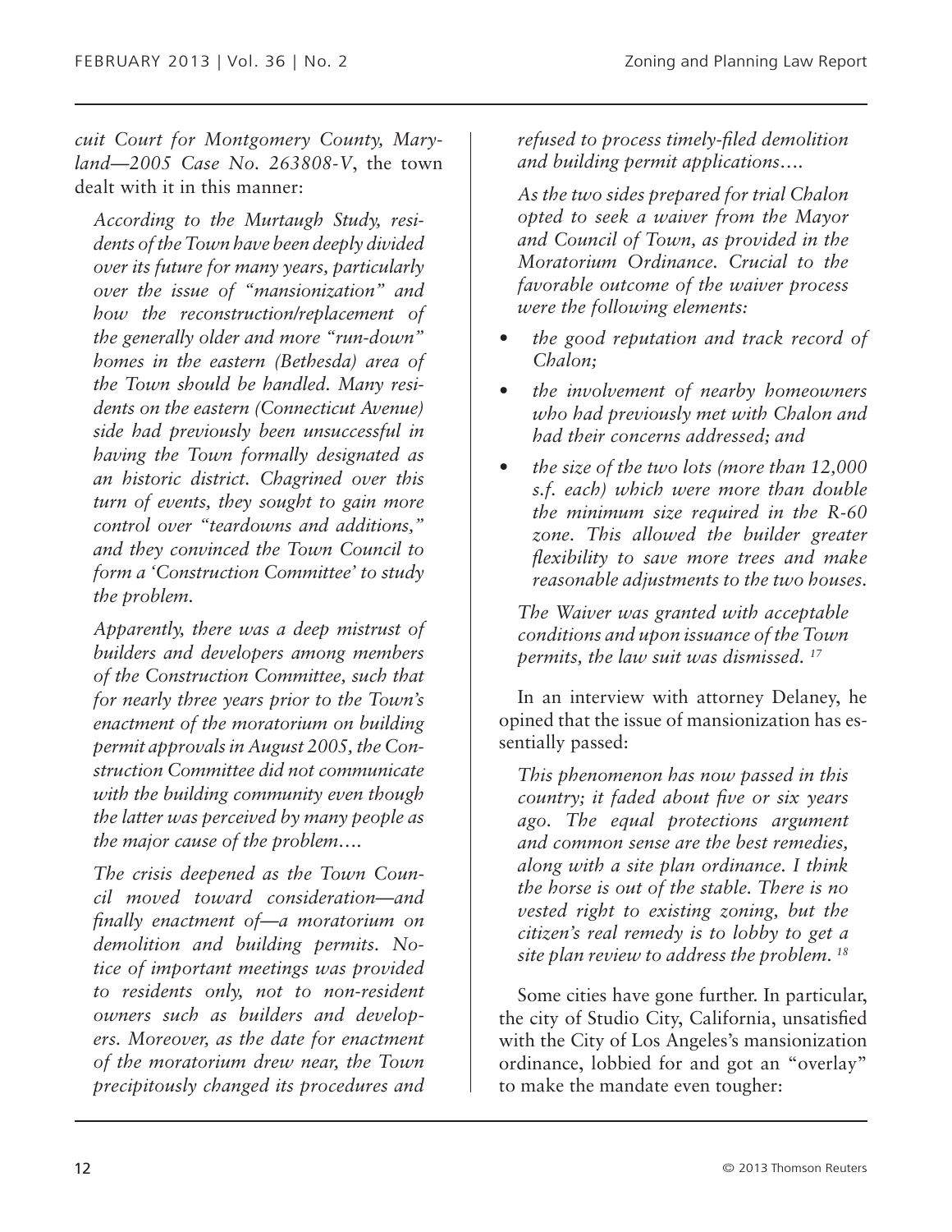*cuit Court for Montgomery County, Maryland—2005 Case No. 263808-V*, the town dealt with it in this manner:

> *According to the Murtaugh Study, residents of the Town have been deeply divided over its future for many years, particularly over the issue of "mansionization" and how the reconstruction/replacement of the generally older and more "run-down" homes in the eastern (Bethesda) area of the Town should be handled. Many residents on the eastern (Connecticut Avenue) side had previously been unsuccessful in having the Town formally designated as an historic district. Chagrined over this turn of events, they sought to gain more control over "teardowns and additions," and they convinced the Town Council to form a 'Construction Committee' to study the problem.*
>
> *Apparently, there was a deep mistrust of builders and developers among members of the Construction Committee, such that for nearly three years prior to the Town's enactment of the moratorium on building permit approvals in August 2005, the Construction Committee did not communicate with the building community even though the latter was perceived by many people as the major cause of the problem….*
>
> *The crisis deepened as the Town Council moved toward consideration—and finally enactment of—a moratorium on demolition and building permits. Notice of important meetings was provided to residents only, not to non-resident owners such as builders and developers. Moreover, as the date for enactment of the moratorium drew near, the Town precipitously changed its procedures and refused to process timely-filed demolition and building permit applications….*
>
> *As the two sides prepared for trial Chalon opted to seek a waiver from the Mayor and Council of Town, as provided in the Moratorium Ordinance. Crucial to the favorable outcome of the waiver process were the following elements:*
>
> - *the good reputation and track record of Chalon;*
> - *the involvement of nearby homeowners who had previously met with Chalon and had their concerns addressed; and*
> - *the size of the two lots (more than 12,000 s.f. each) which were more than double the minimum size required in the R-60 zone. This allowed the builder greater flexibility to save more trees and make reasonable adjustments to the two houses.*
>
> *The Waiver was granted with acceptable conditions and upon issuance of the Town permits, the law suit was dismissed.* [17]

In an interview with attorney Delaney, he opined that the issue of mansionization has essentially passed:

> *This phenomenon has now passed in this country; it faded about five or six years ago. The equal protections argument and common sense are the best remedies, along with a site plan ordinance. I think the horse is out of the stable. There is no vested right to existing zoning, but the citizen's real remedy is to lobby to get a site plan review to address the problem.* [18]

Some cities have gone further. In particular, the city of Studio City, California, unsatisfied with the City of Los Angeles's mansionization ordinance, lobbied for and got an "overlay" to make the mandate even tougher: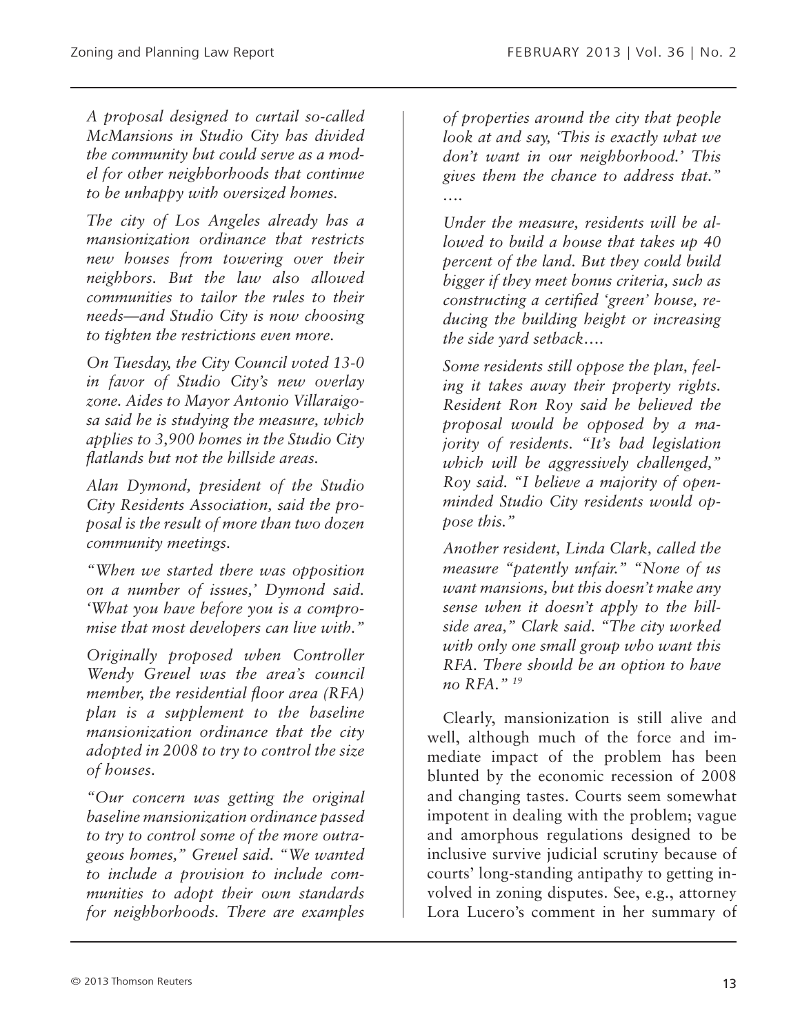*A proposal designed to curtail so-called McMansions in Studio City has divided the community but could serve as a model for other neighborhoods that continue to be unhappy with oversized homes.*

*The city of Los Angeles already has a mansionization ordinance that restricts new houses from towering over their neighbors. But the law also allowed communities to tailor the rules to their needs—and Studio City is now choosing to tighten the restrictions even more.*

*On Tuesday, the City Council voted 13-0 in favor of Studio City's new overlay zone. Aides to Mayor Antonio Villaraigosa said he is studying the measure, which applies to 3,900 homes in the Studio City flatlands but not the hillside areas.*

*Alan Dymond, president of the Studio City Residents Association, said the proposal is the result of more than two dozen community meetings.*

*"When we started there was opposition on a number of issues,' Dymond said. 'What you have before you is a compromise that most developers can live with."*

*Originally proposed when Controller Wendy Greuel was the area's council member, the residential floor area (RFA) plan is a supplement to the baseline mansionization ordinance that the city adopted in 2008 to try to control the size of houses.*

*"Our concern was getting the original baseline mansionization ordinance passed to try to control some of the more outrageous homes," Greuel said. "We wanted to include a provision to include communities to adopt their own standards for neighborhoods. There are examples of properties around the city that people look at and say, 'This is exactly what we don't want in our neighborhood.' This gives them the chance to address that."*

*....*

*Under the measure, residents will be allowed to build a house that takes up 40 percent of the land. But they could build bigger if they meet bonus criteria, such as constructing a certified 'green' house, reducing the building height or increasing the side yard setback....*

*Some residents still oppose the plan, feeling it takes away their property rights. Resident Ron Roy said he believed the proposal would be opposed by a majority of residents. "It's bad legislation which will be aggressively challenged," Roy said. "I believe a majority of open-minded Studio City residents would oppose this."*

*Another resident, Linda Clark, called the measure "patently unfair." "None of us want mansions, but this doesn't make any sense when it doesn't apply to the hillside area," Clark said. "The city worked with only one small group who want this RFA. There should be an option to have no RFA."* [19]

Clearly, mansionization is still alive and well, although much of the force and immediate impact of the problem has been blunted by the economic recession of 2008 and changing tastes. Courts seem somewhat impotent in dealing with the problem; vague and amorphous regulations designed to be inclusive survive judicial scrutiny because of courts' long-standing antipathy to getting involved in zoning disputes. See, e.g., attorney Lora Lucero's comment in her summary of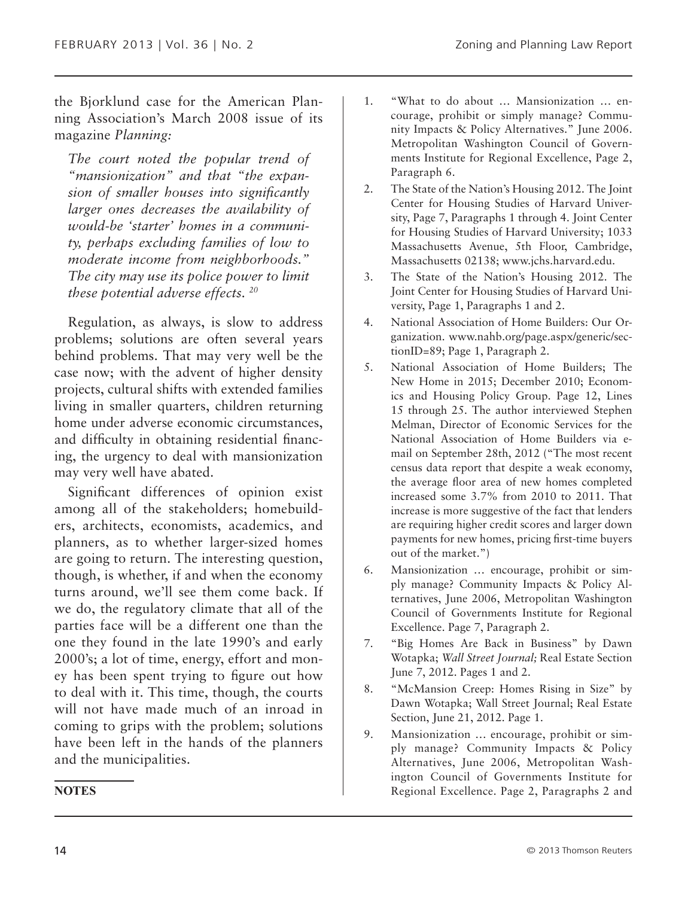the Bjorklund case for the American Planning Association's March 2008 issue of its magazine *Planning:*

> *The court noted the popular trend of "mansionization" and that "the expansion of smaller houses into significantly larger ones decreases the availability of would-be 'starter' homes in a community, perhaps excluding families of low to moderate income from neighborhoods." The city may use its police power to limit these potential adverse effects.* [20]

Regulation, as always, is slow to address problems; solutions are often several years behind problems. That may very well be the case now; with the advent of higher density projects, cultural shifts with extended families living in smaller quarters, children returning home under adverse economic circumstances, and difficulty in obtaining residential financing, the urgency to deal with mansionization may very well have abated.

Significant differences of opinion exist among all of the stakeholders; homebuilders, architects, economists, academics, and planners, as to whether larger-sized homes are going to return. The interesting question, though, is whether, if and when the economy turns around, we'll see them come back. If we do, the regulatory climate that all of the parties face will be a different one than the one they found in the late 1990's and early 2000's; a lot of time, energy, effort and money has been spent trying to figure out how to deal with it. This time, though, the courts will not have made much of an inroad in coming to grips with the problem; solutions have been left in the hands of the planners and the municipalities.

**NOTES**

1. "What to do about … Mansionization … encourage, prohibit or simply manage? Community Impacts & Policy Alternatives." June 2006. Metropolitan Washington Council of Governments Institute for Regional Excellence, Page 2, Paragraph 6.
2. The State of the Nation's Housing 2012. The Joint Center for Housing Studies of Harvard University, Page 7, Paragraphs 1 through 4. Joint Center for Housing Studies of Harvard University; 1033 Massachusetts Avenue, 5th Floor, Cambridge, Massachusetts 02138; www.jchs.harvard.edu.
3. The State of the Nation's Housing 2012. The Joint Center for Housing Studies of Harvard University, Page 1, Paragraphs 1 and 2.
4. National Association of Home Builders: Our Organization. www.nahb.org/page.aspx/generic/sectionID=89; Page 1, Paragraph 2.
5. National Association of Home Builders; The New Home in 2015; December 2010; Economics and Housing Policy Group. Page 12, Lines 15 through 25. The author interviewed Stephen Melman, Director of Economic Services for the National Association of Home Builders via e-mail on September 28th, 2012 ("The most recent census data report that despite a weak economy, the average floor area of new homes completed increased some 3.7% from 2010 to 2011. That increase is more suggestive of the fact that lenders are requiring higher credit scores and larger down payments for new homes, pricing first-time buyers out of the market.")
6. Mansionization … encourage, prohibit or simply manage? Community Impacts & Policy Alternatives, June 2006, Metropolitan Washington Council of Governments Institute for Regional Excellence. Page 7, Paragraph 2.
7. "Big Homes Are Back in Business" by Dawn Wotapka; *Wall Street Journal;* Real Estate Section June 7, 2012. Pages 1 and 2.
8. "McMansion Creep: Homes Rising in Size" by Dawn Wotapka; Wall Street Journal; Real Estate Section, June 21, 2012. Page 1.
9. Mansionization … encourage, prohibit or simply manage? Community Impacts & Policy Alternatives, June 2006, Metropolitan Washington Council of Governments Institute for Regional Excellence. Page 2, Paragraphs 2 and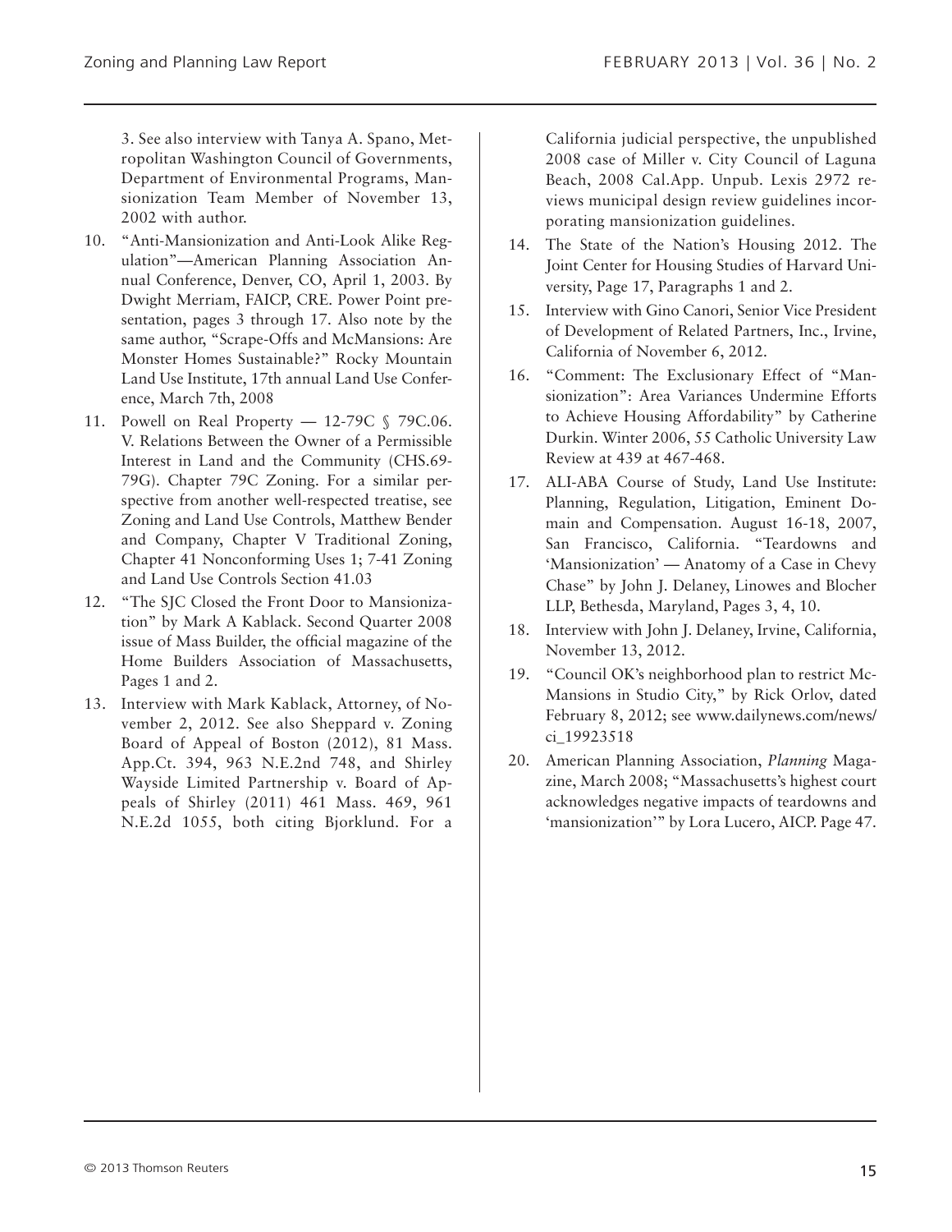3. See also interview with Tanya A. Spano, Metropolitan Washington Council of Governments, Department of Environmental Programs, Mansionization Team Member of November 13, 2002 with author.

10. "Anti-Mansionization and Anti-Look Alike Regulation"—American Planning Association Annual Conference, Denver, CO, April 1, 2003. By Dwight Merriam, FAICP, CRE. Power Point presentation, pages 3 through 17. Also note by the same author, "Scrape-Offs and McMansions: Are Monster Homes Sustainable?" Rocky Mountain Land Use Institute, 17th annual Land Use Conference, March 7th, 2008
11. Powell on Real Property — 12-79C § 79C.06. V. Relations Between the Owner of a Permissible Interest in Land and the Community (CHS.69-79G). Chapter 79C Zoning. For a similar perspective from another well-respected treatise, see Zoning and Land Use Controls, Matthew Bender and Company, Chapter V Traditional Zoning, Chapter 41 Nonconforming Uses 1; 7-41 Zoning and Land Use Controls Section 41.03
12. "The SJC Closed the Front Door to Mansionization" by Mark A Kablack. Second Quarter 2008 issue of Mass Builder, the official magazine of the Home Builders Association of Massachusetts, Pages 1 and 2.
13. Interview with Mark Kablack, Attorney, of November 2, 2012. See also Sheppard v. Zoning Board of Appeal of Boston (2012), 81 Mass. App.Ct. 394, 963 N.E.2nd 748, and Shirley Wayside Limited Partnership v. Board of Appeals of Shirley (2011) 461 Mass. 469, 961 N.E.2d 1055, both citing Bjorklund. For a California judicial perspective, the unpublished 2008 case of Miller v. City Council of Laguna Beach, 2008 Cal.App. Unpub. Lexis 2972 reviews municipal design review guidelines incorporating mansionization guidelines.
14. The State of the Nation's Housing 2012. The Joint Center for Housing Studies of Harvard University, Page 17, Paragraphs 1 and 2.
15. Interview with Gino Canori, Senior Vice President of Development of Related Partners, Inc., Irvine, California of November 6, 2012.
16. "Comment: The Exclusionary Effect of "Mansionization": Area Variances Undermine Efforts to Achieve Housing Affordability" by Catherine Durkin. Winter 2006, 55 Catholic University Law Review at 439 at 467-468.
17. ALI-ABA Course of Study, Land Use Institute: Planning, Regulation, Litigation, Eminent Domain and Compensation. August 16-18, 2007, San Francisco, California. "Teardowns and 'Mansionization' — Anatomy of a Case in Chevy Chase" by John J. Delaney, Linowes and Blocher LLP, Bethesda, Maryland, Pages 3, 4, 10.
18. Interview with John J. Delaney, Irvine, California, November 13, 2012.
19. "Council OK's neighborhood plan to restrict McMansions in Studio City," by Rick Orlov, dated February 8, 2012; see www.dailynews.com/news/ci_19923518
20. American Planning Association, *Planning* Magazine, March 2008; "Massachusetts's highest court acknowledges negative impacts of teardowns and 'mansionization'" by Lora Lucero, AICP. Page 47.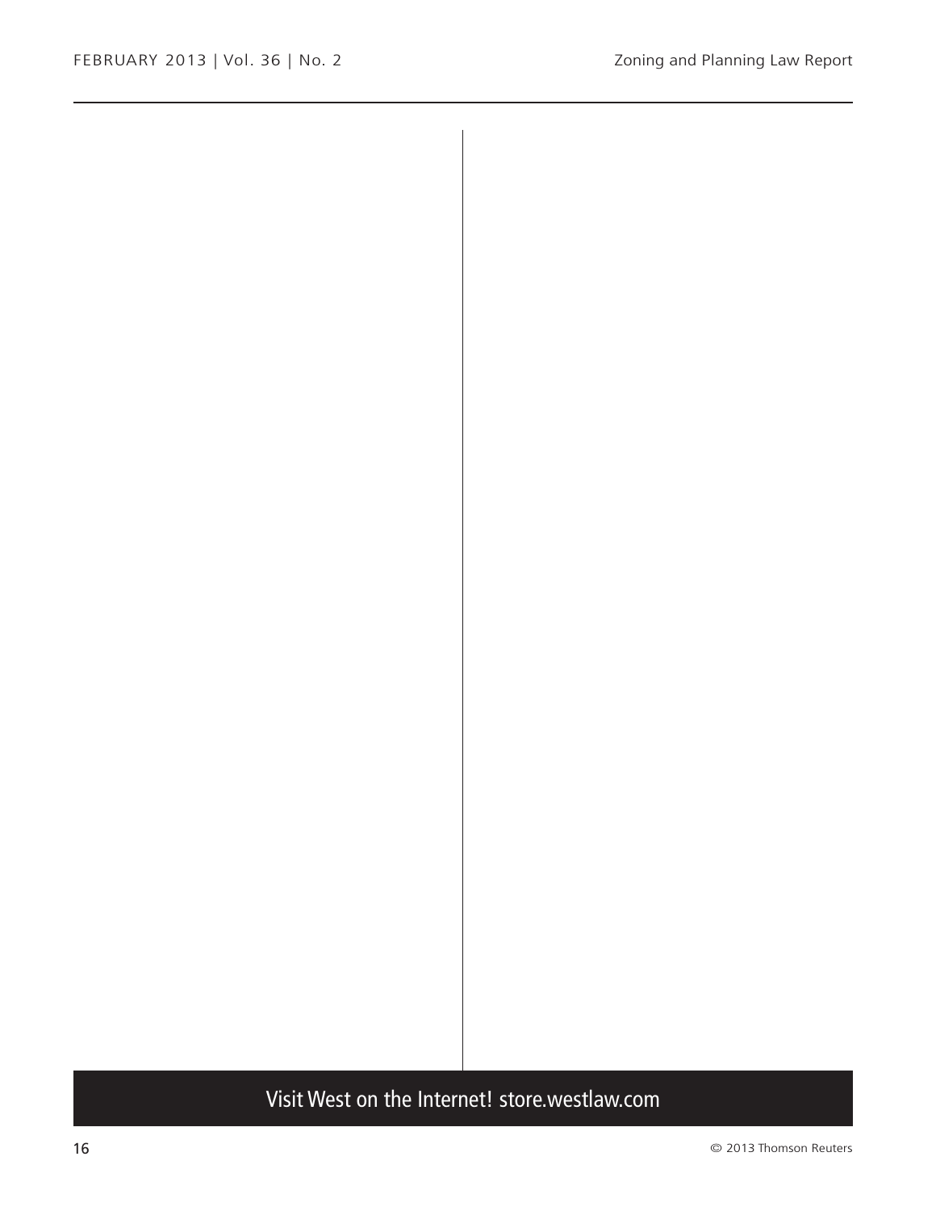Visit West on the Internet! store.westlaw.com